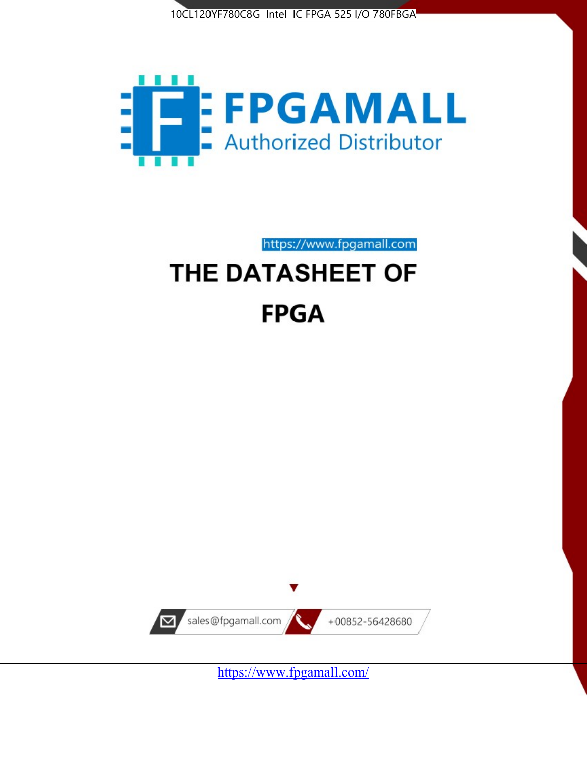10CL120YF780C8G Intel IC FPGA 525 I/O 780FBGA

FPGAMALL

Authorized Distributor

https://www.fpgamall.com

# THE DATASHEET OF

# FPGA

sales@fpgamall.com

+00852-56428680

https://www.fpgamall.com/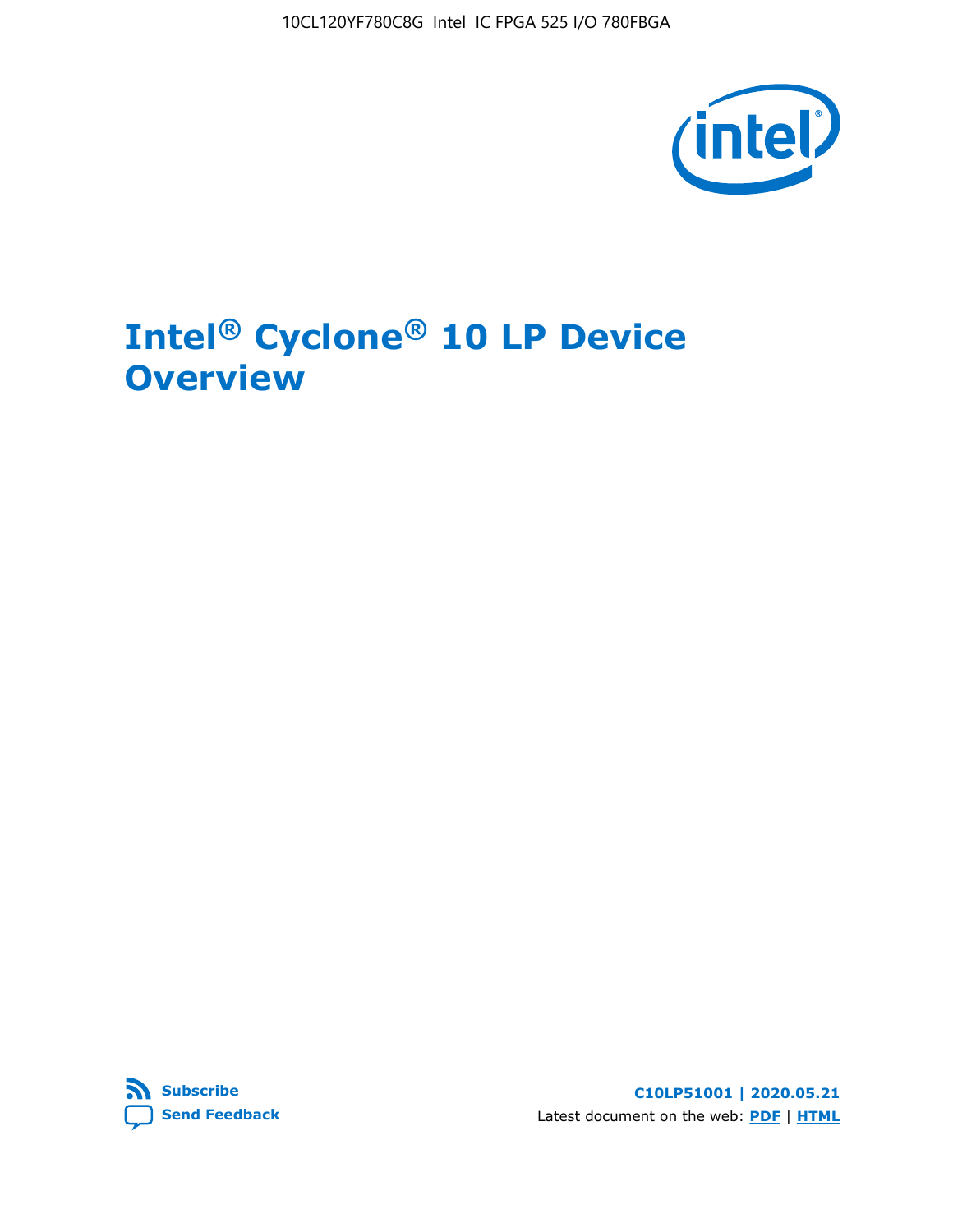# Intel® Cyclone® 10 LP Device Overview

C10LP51001 | 2020.05.21

Latest document on the web: **PDF** | **HTML**

Subscribe

Send Feedback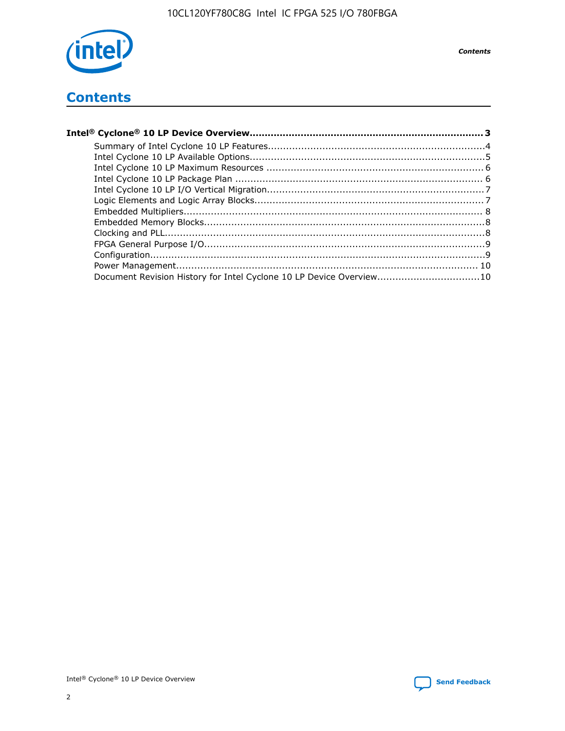# Contents

**Intel® Cyclone® 10 LP Device Overview............................................................................3**

- Summary of Intel Cyclone 10 LP Features.......................................................................4
- Intel Cyclone 10 LP Available Options.............................................................................5
- Intel Cyclone 10 LP Maximum Resources ........................................................................6
- Intel Cyclone 10 LP Package Plan ..................................................................................6
- Intel Cyclone 10 LP I/O Vertical Migration.......................................................................7
- Logic Elements and Logic Array Blocks...........................................................................7
- Embedded Multipliers.................................................................................................. 8
- Embedded Memory Blocks............................................................................................8
- Clocking and PLL.........................................................................................................8
- FPGA General Purpose I/O............................................................................................9
- Configuration..............................................................................................................9
- Power Management.................................................................................................. 10
- Document Revision History for Intel Cyclone 10 LP Device Overview.................................10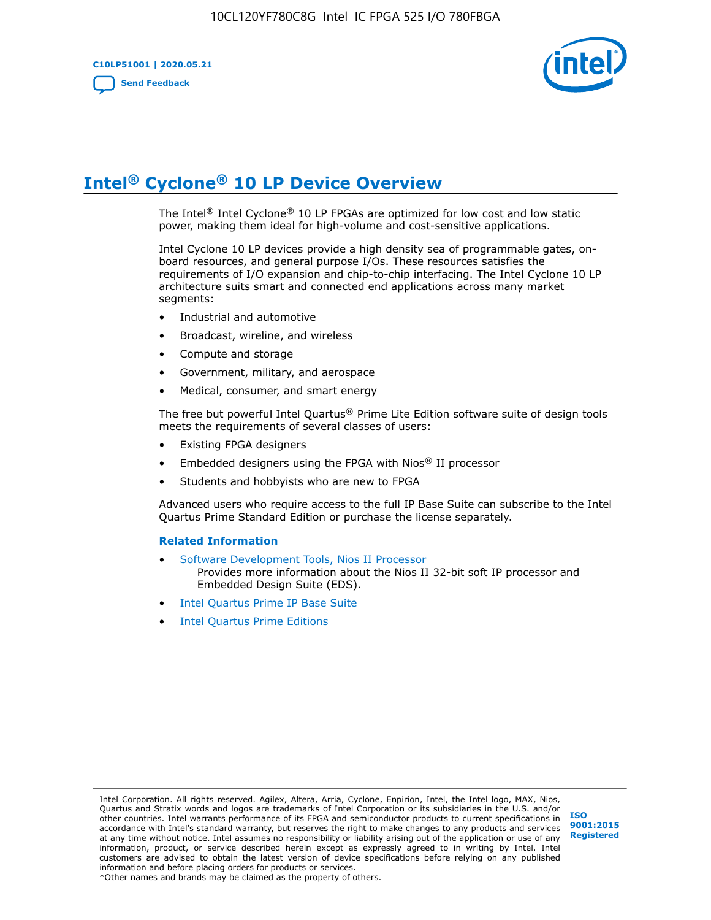# Intel® Cyclone® 10 LP Device Overview

The Intel® Intel Cyclone® 10 LP FPGAs are optimized for low cost and low static power, making them ideal for high-volume and cost-sensitive applications.

Intel Cyclone 10 LP devices provide a high density sea of programmable gates, on-board resources, and general purpose I/Os. These resources satisfies the requirements of I/O expansion and chip-to-chip interfacing. The Intel Cyclone 10 LP architecture suits smart and connected end applications across many market segments:

- Industrial and automotive
- Broadcast, wireline, and wireless
- Compute and storage
- Government, military, and aerospace
- Medical, consumer, and smart energy

The free but powerful Intel Quartus® Prime Lite Edition software suite of design tools meets the requirements of several classes of users:

- Existing FPGA designers
- Embedded designers using the FPGA with Nios® II processor
- Students and hobbyists who are new to FPGA

Advanced users who require access to the full IP Base Suite can subscribe to the Intel Quartus Prime Standard Edition or purchase the license separately.

**Related Information**

- Software Development Tools, Nios II Processor
  Provides more information about the Nios II 32-bit soft IP processor and Embedded Design Suite (EDS).
- Intel Quartus Prime IP Base Suite
- Intel Quartus Prime Editions

Intel Corporation. All rights reserved. Agilex, Altera, Arria, Cyclone, Enpirion, Intel, the Intel logo, MAX, Nios, Quartus and Stratix words and logos are trademarks of Intel Corporation or its subsidiaries in the U.S. and/or other countries. Intel warrants performance of its FPGA and semiconductor products to current specifications in accordance with Intel's standard warranty, but reserves the right to make changes to any products and services at any time without notice. Intel assumes no responsibility or liability arising out of the application or use of any information, product, or service described herein except as expressly agreed to in writing by Intel. Intel customers are advised to obtain the latest version of device specifications before relying on any published information and before placing orders for products or services.
*Other names and brands may be claimed as the property of others.

ISO 9001:2015 Registered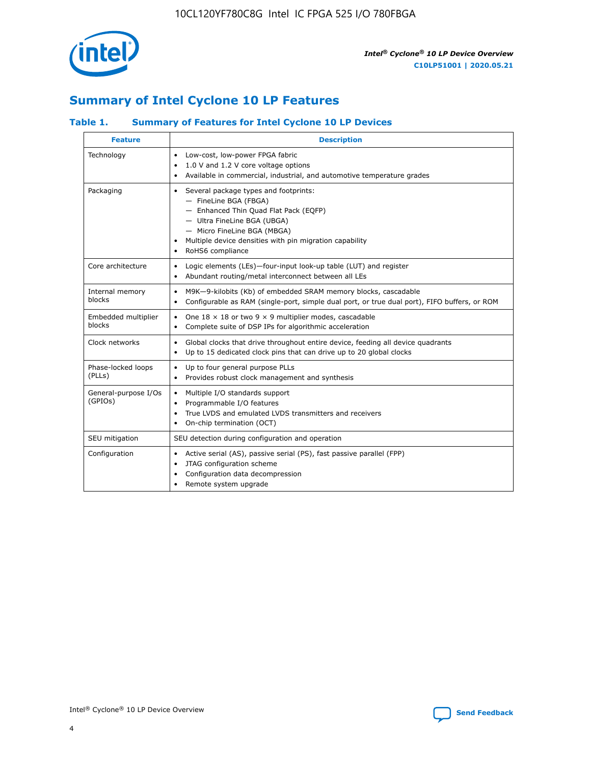# Summary of Intel Cyclone 10 LP Features

### Table 1. Summary of Features for Intel Cyclone 10 LP Devices

| Feature | Description |
|---|---|
| Technology | • Low-cost, low-power FPGA fabric<br>• 1.0 V and 1.2 V core voltage options<br>• Available in commercial, industrial, and automotive temperature grades |
| Packaging | • Several package types and footprints:<br>— FineLine BGA (FBGA)<br>— Enhanced Thin Quad Flat Pack (EQFP)<br>— Ultra FineLine BGA (UBGA)<br>— Micro FineLine BGA (MBGA)<br>• Multiple device densities with pin migration capability<br>• RoHS6 compliance |
| Core architecture | • Logic elements (LEs)—four-input look-up table (LUT) and register<br>• Abundant routing/metal interconnect between all LEs |
| Internal memory blocks | • M9K—9-kilobits (Kb) of embedded SRAM memory blocks, cascadable<br>• Configurable as RAM (single-port, simple dual port, or true dual port), FIFO buffers, or ROM |
| Embedded multiplier blocks | • One 18 × 18 or two 9 × 9 multiplier modes, cascadable<br>• Complete suite of DSP IPs for algorithmic acceleration |
| Clock networks | • Global clocks that drive throughout entire device, feeding all device quadrants<br>• Up to 15 dedicated clock pins that can drive up to 20 global clocks |
| Phase-locked loops (PLLs) | • Up to four general purpose PLLs<br>• Provides robust clock management and synthesis |
| General-purpose I/Os (GPIOs) | • Multiple I/O standards support<br>• Programmable I/O features<br>• True LVDS and emulated LVDS transmitters and receivers<br>• On-chip termination (OCT) |
| SEU mitigation | SEU detection during configuration and operation |
| Configuration | • Active serial (AS), passive serial (PS), fast passive parallel (FPP)<br>• JTAG configuration scheme<br>• Configuration data decompression<br>• Remote system upgrade |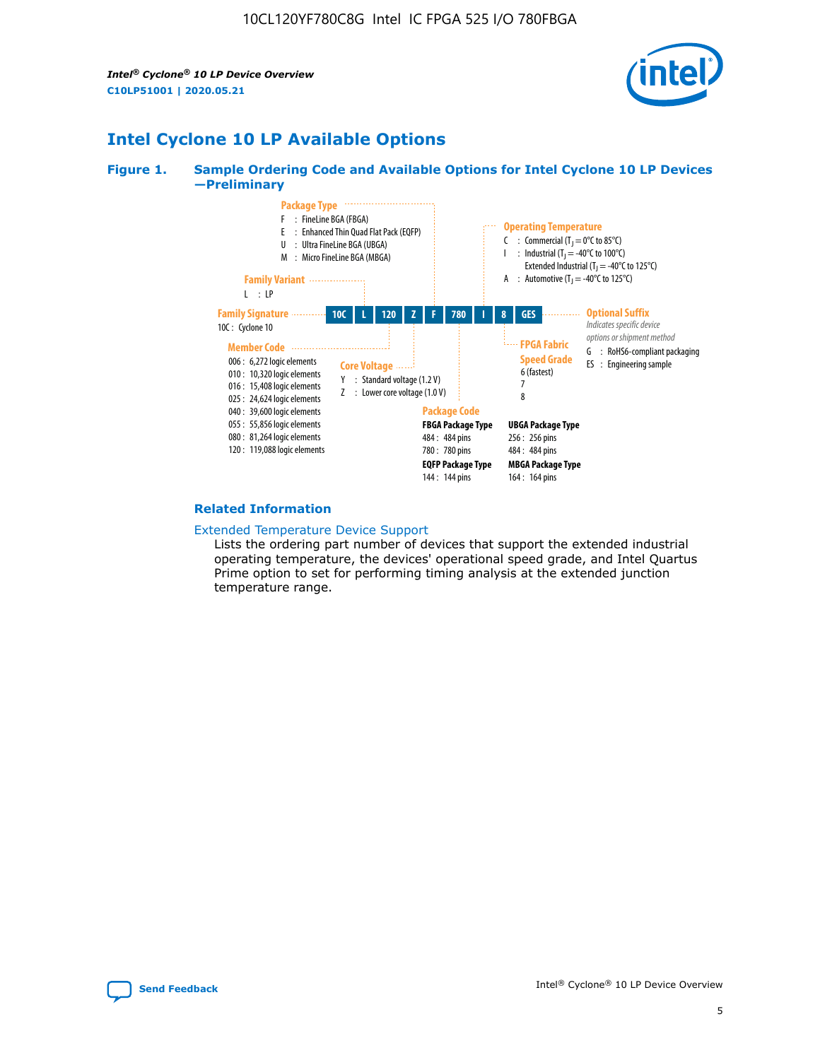## Intel Cyclone 10 LP Available Options

**Figure 1. Sample Ordering Code and Available Options for Intel Cyclone 10 LP Devices —Preliminary**

| 10C | L | 120 | Z | F | 780 | I | 8 | GES |
|---|---|---|---|---|---|---|---|---|

**Family Signature**
- 10C : Cyclone 10

**Family Variant**
- L : LP

**Member Code**
- 006 : 6,272 logic elements
- 010 : 10,320 logic elements
- 016 : 15,408 logic elements
- 025 : 24,624 logic elements
- 040 : 39,600 logic elements
- 055 : 55,856 logic elements
- 080 : 81,264 logic elements
- 120 : 119,088 logic elements

**Core Voltage**
- Y : Standard voltage (1.2 V)
- Z : Lower core voltage (1.0 V)

**Package Type**
- F : FineLine BGA (FBGA)
- E : Enhanced Thin Quad Flat Pack (EQFP)
- U : Ultra FineLine BGA (UBGA)
- M : Micro FineLine BGA (MBGA)

**Package Code**

**FBGA Package Type**
- 484 : 484 pins
- 780 : 780 pins

**EQFP Package Type**
- 144 : 144 pins

**UBGA Package Type**
- 256 : 256 pins
- 484 : 484 pins

**MBGA Package Type**
- 164 : 164 pins

**Operating Temperature**
- C : Commercial ($T_J$ = 0°C to 85°C)
- I : Industrial ($T_J$ = -40°C to 100°C)
  Extended Industrial ($T_J$ = -40°C to 125°C)
- A : Automotive ($T_J$ = -40°C to 125°C)

**FPGA Fabric Speed Grade**
- 6 (fastest)
- 7
- 8

**Optional Suffix**

*Indicates specific device options or shipment method*
- G : RoHS6-compliant packaging
- ES : Engineering sample

### Related Information

Extended Temperature Device Support

Lists the ordering part number of devices that support the extended industrial operating temperature, the devices' operational speed grade, and Intel Quartus Prime option to set for performing timing analysis at the extended junction temperature range.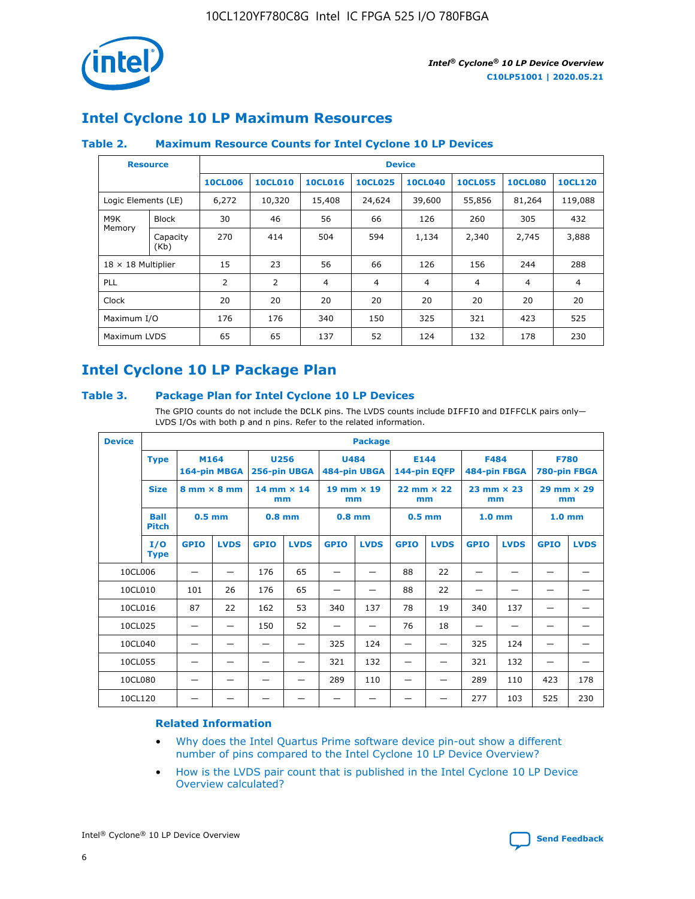# Intel Cyclone 10 LP Maximum Resources

### Table 2. Maximum Resource Counts for Intel Cyclone 10 LP Devices

| Resource | | Device | | | | | | | |
|---|---|---|---|---|---|---|---|---|---|
| | | 10CL006 | 10CL010 | 10CL016 | 10CL025 | 10CL040 | 10CL055 | 10CL080 | 10CL120 |
| Logic Elements (LE) | | 6,272 | 10,320 | 15,408 | 24,624 | 39,600 | 55,856 | 81,264 | 119,088 |
| M9K Memory | Block | 30 | 46 | 56 | 66 | 126 | 260 | 305 | 432 |
| | Capacity (Kb) | 270 | 414 | 504 | 594 | 1,134 | 2,340 | 2,745 | 3,888 |
| 18 × 18 Multiplier | | 15 | 23 | 56 | 66 | 126 | 156 | 244 | 288 |
| PLL | | 2 | 2 | 4 | 4 | 4 | 4 | 4 | 4 |
| Clock | | 20 | 20 | 20 | 20 | 20 | 20 | 20 | 20 |
| Maximum I/O | | 176 | 176 | 340 | 150 | 325 | 321 | 423 | 525 |
| Maximum LVDS | | 65 | 65 | 137 | 52 | 124 | 132 | 178 | 230 |

# Intel Cyclone 10 LP Package Plan

### Table 3. Package Plan for Intel Cyclone 10 LP Devices

The GPIO counts do not include the DCLK pins. The LVDS counts include DIFFIO and DIFFCLK pairs only—LVDS I/Os with both p and n pins. Refer to the related information.

| Device | Package | | | | | | | | | | | | |
|---|---|---|---|---|---|---|---|---|---|---|---|---|---|
| | Type | M164 164-pin MBGA | | U256 256-pin UBGA | | U484 484-pin UBGA | | E144 144-pin EQFP | | F484 484-pin FBGA | | F780 780-pin FBGA | |
| | Size | 8 mm × 8 mm | | 14 mm × 14 mm | | 19 mm × 19 mm | | 22 mm × 22 mm | | 23 mm × 23 mm | | 29 mm × 29 mm | |
| | Ball Pitch | 0.5 mm | | 0.8 mm | | 0.8 mm | | 0.5 mm | | 1.0 mm | | 1.0 mm | |
| | I/O Type | GPIO | LVDS | GPIO | LVDS | GPIO | LVDS | GPIO | LVDS | GPIO | LVDS | GPIO | LVDS |
| 10CL006 | | — | — | 176 | 65 | — | — | 88 | 22 | — | — | — | — |
| 10CL010 | | 101 | 26 | 176 | 65 | — | — | 88 | 22 | — | — | — | — |
| 10CL016 | | 87 | 22 | 162 | 53 | 340 | 137 | 78 | 19 | 340 | 137 | — | — |
| 10CL025 | | — | — | 150 | 52 | — | — | 76 | 18 | — | — | — | — |
| 10CL040 | | — | — | — | — | 325 | 124 | — | — | 325 | 124 | — | — |
| 10CL055 | | — | — | — | — | 321 | 132 | — | — | 321 | 132 | — | — |
| 10CL080 | | — | — | — | — | 289 | 110 | — | — | 289 | 110 | 423 | 178 |
| 10CL120 | | — | — | — | — | — | — | — | — | 277 | 103 | 525 | 230 |

#### Related Information

- Why does the Intel Quartus Prime software device pin-out show a different number of pins compared to the Intel Cyclone 10 LP Device Overview?
- How is the LVDS pair count that is published in the Intel Cyclone 10 LP Device Overview calculated?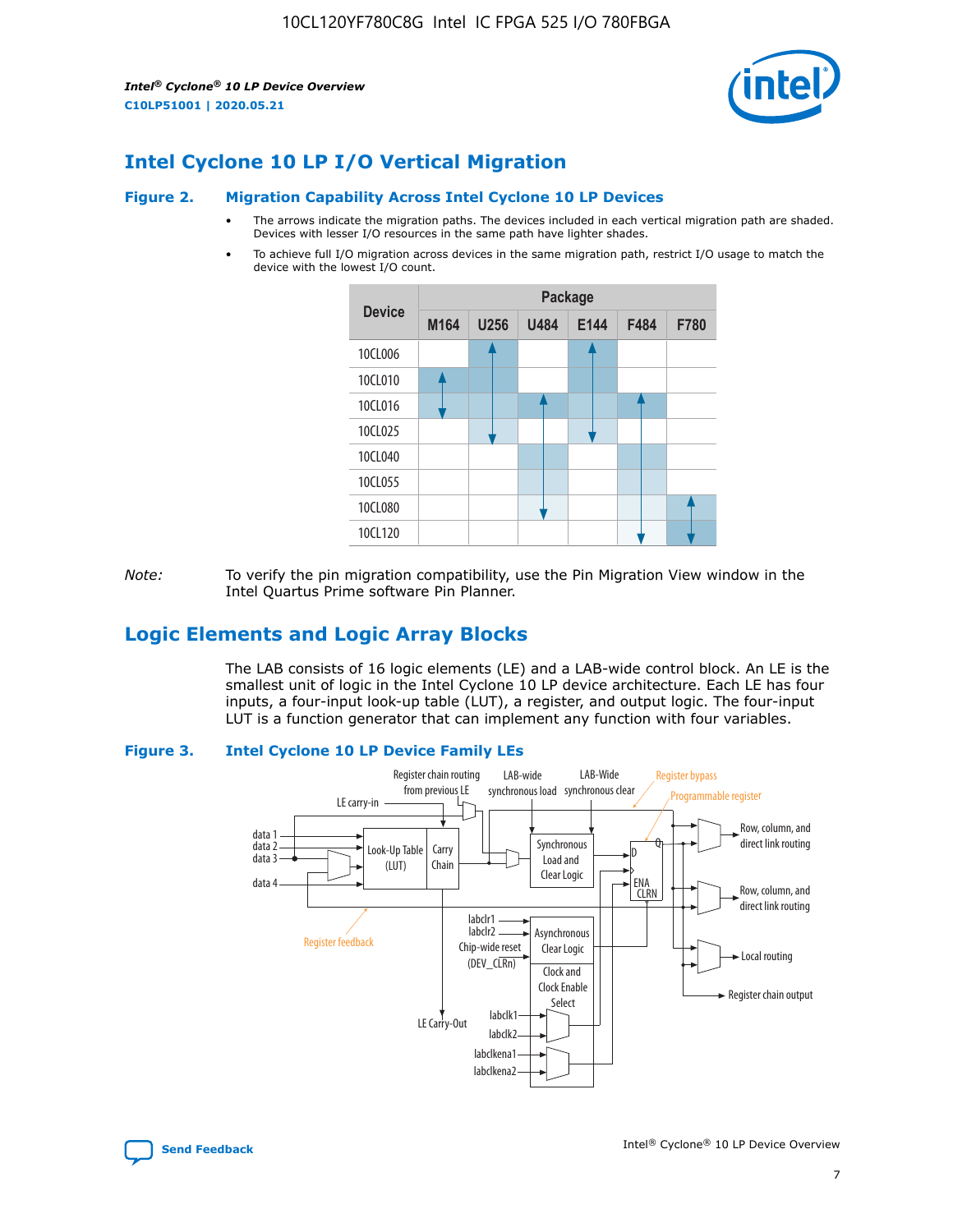## Intel Cyclone 10 LP I/O Vertical Migration

**Figure 2. Migration Capability Across Intel Cyclone 10 LP Devices**

- The arrows indicate the migration paths. The devices included in each vertical migration path are shaded. Devices with lesser I/O resources in the same path have lighter shades.
- To achieve full I/O migration across devices in the same migration path, restrict I/O usage to match the device with the lowest I/O count.

| Device | Package | | | | | |
|---|---|---|---|---|---|---|
| | M164 | U256 | U484 | E144 | F484 | F780 |
| 10CL006 | | | | | | |
| 10CL010 | | | | | | |
| 10CL016 | | | | | | |
| 10CL025 | | | | | | |
| 10CL040 | | | | | | |
| 10CL055 | | | | | | |
| 10CL080 | | | | | | |
| 10CL120 | | | | | | |

*Note:* To verify the pin migration compatibility, use the Pin Migration View window in the Intel Quartus Prime software Pin Planner.

## Logic Elements and Logic Array Blocks

The LAB consists of 16 logic elements (LE) and a LAB-wide control block. An LE is the smallest unit of logic in the Intel Cyclone 10 LP device architecture. Each LE has four inputs, a four-input look-up table (LUT), a register, and output logic. The four-input LUT is a function generator that can implement any function with four variables.

**Figure 3. Intel Cyclone 10 LP Device Family LEs**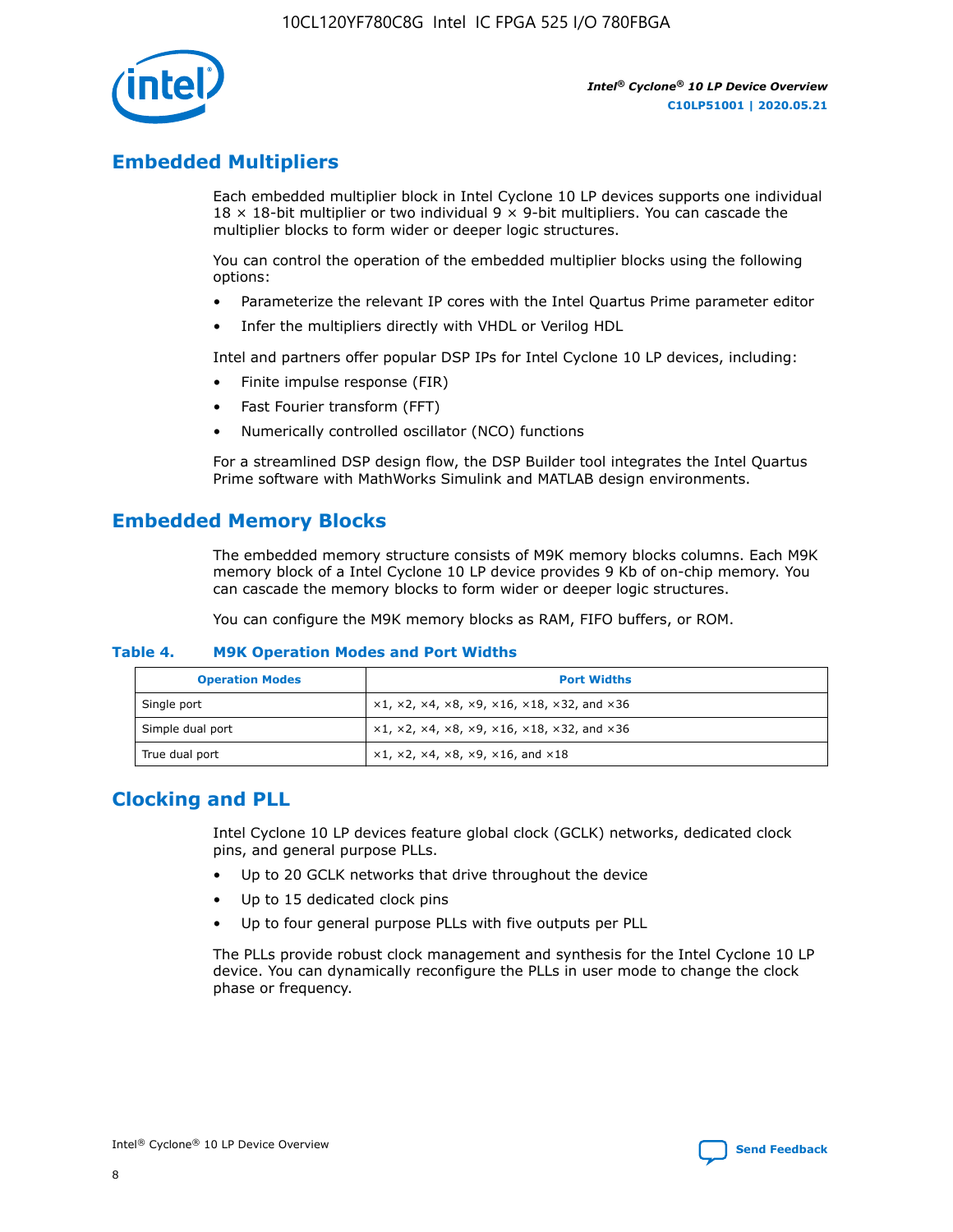## Embedded Multipliers

Each embedded multiplier block in Intel Cyclone 10 LP devices supports one individual 18 × 18-bit multiplier or two individual 9 × 9-bit multipliers. You can cascade the multiplier blocks to form wider or deeper logic structures.

You can control the operation of the embedded multiplier blocks using the following options:

- Parameterize the relevant IP cores with the Intel Quartus Prime parameter editor
- Infer the multipliers directly with VHDL or Verilog HDL

Intel and partners offer popular DSP IPs for Intel Cyclone 10 LP devices, including:

- Finite impulse response (FIR)
- Fast Fourier transform (FFT)
- Numerically controlled oscillator (NCO) functions

For a streamlined DSP design flow, the DSP Builder tool integrates the Intel Quartus Prime software with MathWorks Simulink and MATLAB design environments.

## Embedded Memory Blocks

The embedded memory structure consists of M9K memory blocks columns. Each M9K memory block of a Intel Cyclone 10 LP device provides 9 Kb of on-chip memory. You can cascade the memory blocks to form wider or deeper logic structures.

You can configure the M9K memory blocks as RAM, FIFO buffers, or ROM.

**Table 4. M9K Operation Modes and Port Widths**

| Operation Modes | Port Widths |
| --- | --- |
| Single port | ×1, ×2, ×4, ×8, ×9, ×16, ×18, ×32, and ×36 |
| Simple dual port | ×1, ×2, ×4, ×8, ×9, ×16, ×18, ×32, and ×36 |
| True dual port | ×1, ×2, ×4, ×8, ×9, ×16, and ×18 |

## Clocking and PLL

Intel Cyclone 10 LP devices feature global clock (GCLK) networks, dedicated clock pins, and general purpose PLLs.

- Up to 20 GCLK networks that drive throughout the device
- Up to 15 dedicated clock pins
- Up to four general purpose PLLs with five outputs per PLL

The PLLs provide robust clock management and synthesis for the Intel Cyclone 10 LP device. You can dynamically reconfigure the PLLs in user mode to change the clock phase or frequency.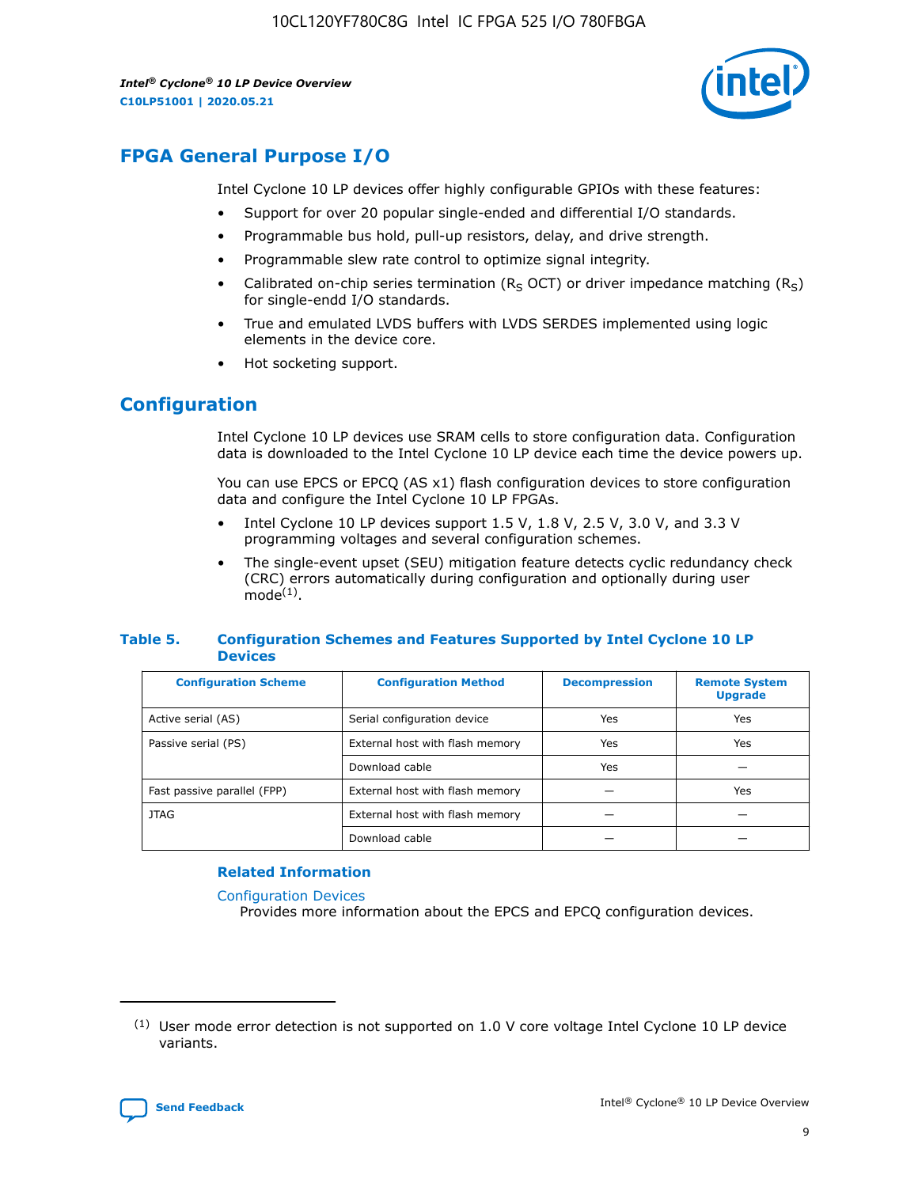## FPGA General Purpose I/O

Intel Cyclone 10 LP devices offer highly configurable GPIOs with these features:

- Support for over 20 popular single-ended and differential I/O standards.
- Programmable bus hold, pull-up resistors, delay, and drive strength.
- Programmable slew rate control to optimize signal integrity.
- Calibrated on-chip series termination ($R_S$ OCT) or driver impedance matching ($R_S$) for single-endd I/O standards.
- True and emulated LVDS buffers with LVDS SERDES implemented using logic elements in the device core.
- Hot socketing support.

## Configuration

Intel Cyclone 10 LP devices use SRAM cells to store configuration data. Configuration data is downloaded to the Intel Cyclone 10 LP device each time the device powers up.

You can use EPCS or EPCQ (AS x1) flash configuration devices to store configuration data and configure the Intel Cyclone 10 LP FPGAs.

- Intel Cyclone 10 LP devices support 1.5 V, 1.8 V, 2.5 V, 3.0 V, and 3.3 V programming voltages and several configuration schemes.
- The single-event upset (SEU) mitigation feature detects cyclic redundancy check (CRC) errors automatically during configuration and optionally during user mode[1].

**Table 5. Configuration Schemes and Features Supported by Intel Cyclone 10 LP Devices**

| Configuration Scheme | Configuration Method | Decompression | Remote System Upgrade |
|---|---|---|---|
| Active serial (AS) | Serial configuration device | Yes | Yes |
| Passive serial (PS) | External host with flash memory | Yes | Yes |
| | Download cable | Yes | — |
| Fast passive parallel (FPP) | External host with flash memory | — | Yes |
| JTAG | External host with flash memory | — | — |
| | Download cable | — | — |

### Related Information

Configuration Devices
Provides more information about the EPCS and EPCQ configuration devices.

[1] User mode error detection is not supported on 1.0 V core voltage Intel Cyclone 10 LP device variants.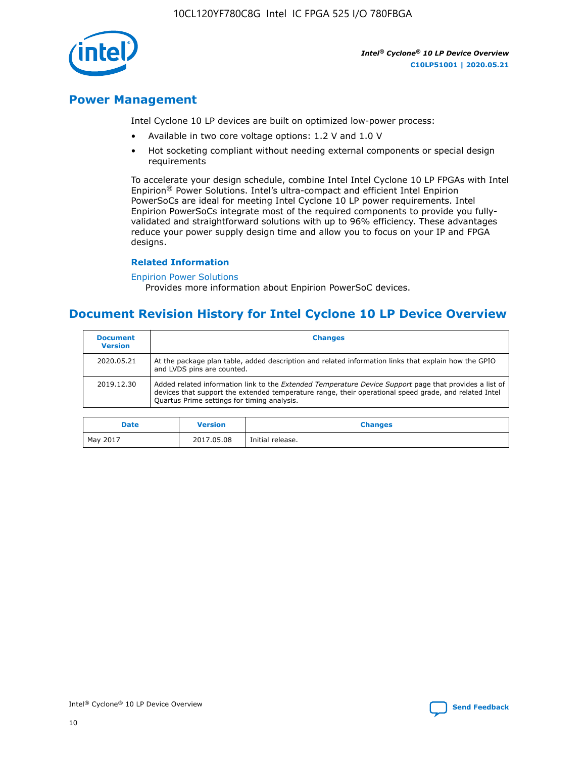## Power Management

Intel Cyclone 10 LP devices are built on optimized low-power process:

- Available in two core voltage options: 1.2 V and 1.0 V
- Hot socketing compliant without needing external components or special design requirements

To accelerate your design schedule, combine Intel Intel Cyclone 10 LP FPGAs with Intel Enpirion® Power Solutions. Intel's ultra-compact and efficient Intel Enpirion PowerSoCs are ideal for meeting Intel Cyclone 10 LP power requirements. Intel Enpirion PowerSoCs integrate most of the required components to provide you fully-validated and straightforward solutions with up to 96% efficiency. These advantages reduce your power supply design time and allow you to focus on your IP and FPGA designs.

### Related Information

Enpirion Power Solutions
Provides more information about Enpirion PowerSoC devices.

## Document Revision History for Intel Cyclone 10 LP Device Overview

| Document Version | Changes |
| --- | --- |
| 2020.05.21 | At the package plan table, added description and related information links that explain how the GPIO and LVDS pins are counted. |
| 2019.12.30 | Added related information link to the *Extended Temperature Device Support* page that provides a list of devices that support the extended temperature range, their operational speed grade, and related Intel Quartus Prime settings for timing analysis. |

| Date | Version | Changes |
| --- | --- | --- |
| May 2017 | 2017.05.08 | Initial release. |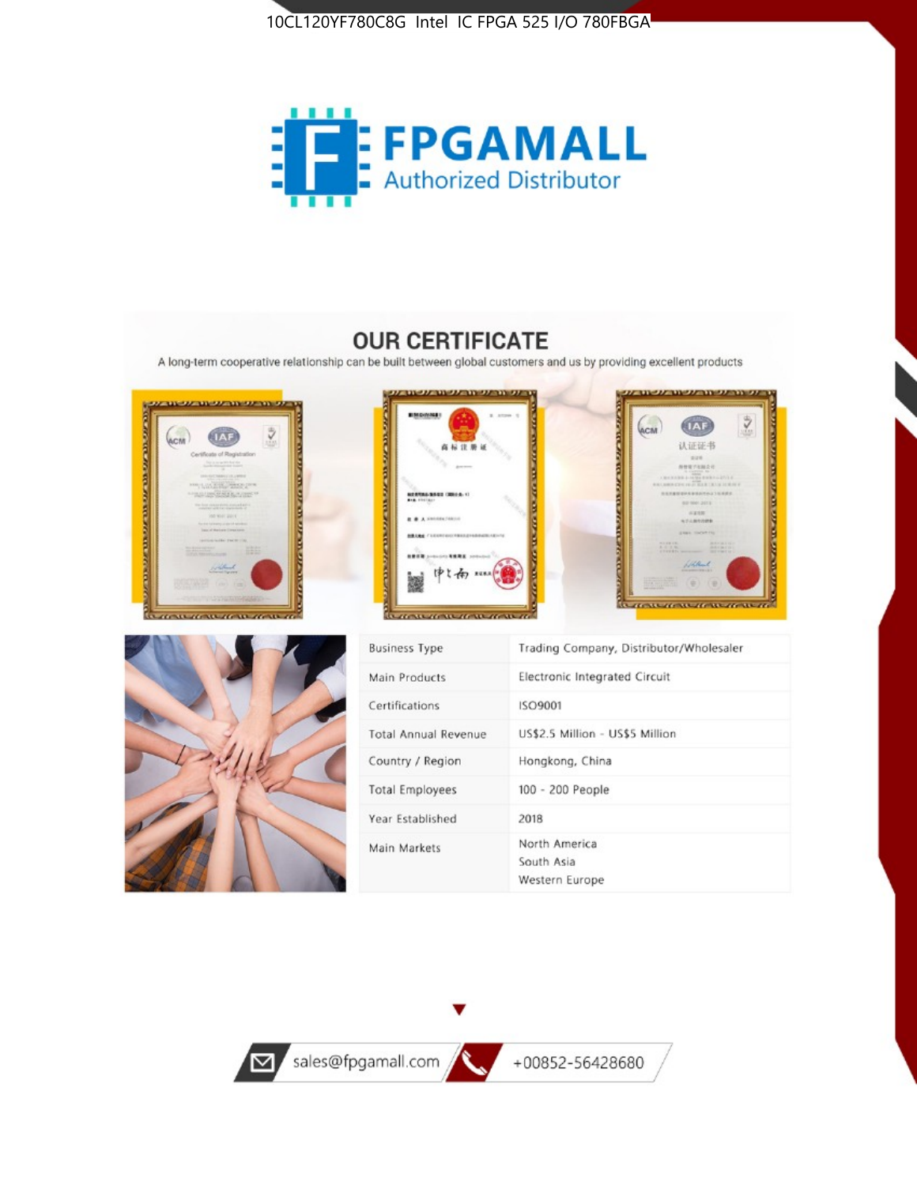FPGAMALL

Authorized Distributor

## OUR CERTIFICATE

A long-term cooperative relationship can be built between global customers and us by providing excellent products

| | |
|---|---|
| Business Type | Trading Company, Distributor/Wholesaler |
| Main Products | Electronic Integrated Circuit |
| Certifications | ISO9001 |
| Total Annual Revenue | US$2.5 Million - US$5 Million |
| Country / Region | Hongkong, China |
| Total Employees | 100 - 200 People |
| Year Established | 2018 |
| Main Markets | North America<br>South Asia<br>Western Europe |

sales@fpgamall.com

+00852-56428680